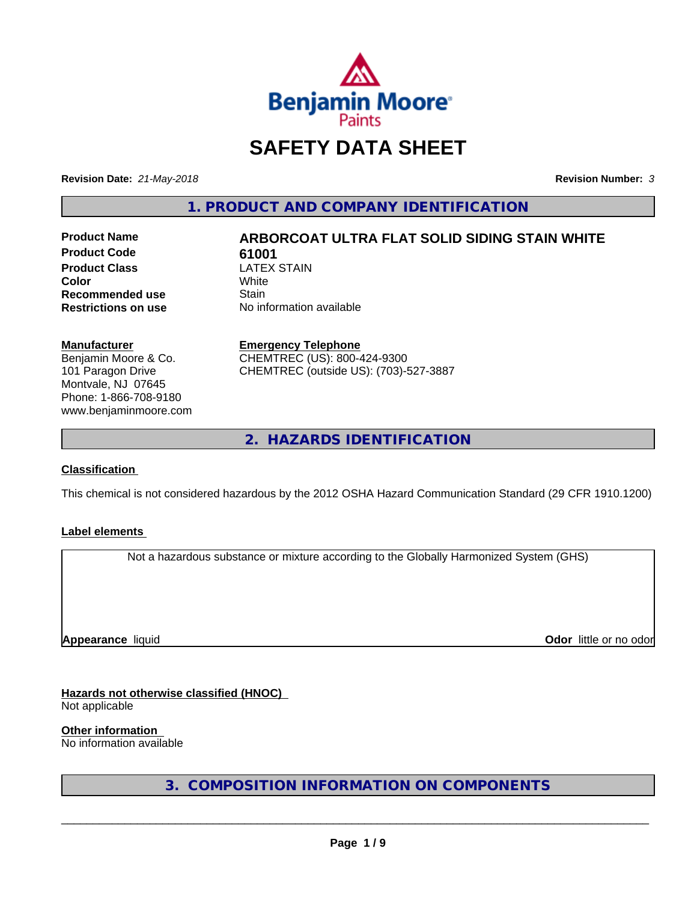# SAFETY DATA SHEET

**Revision Date:** *21-May-2018*

**Revision Number:** *3*

## 1. PRODUCT AND COMPANY IDENTIFICATION

| | |
|---|---|
| **Product Name** | **ARBORCOAT ULTRA FLAT SOLID SIDING STAIN WHITE** |
| **Product Code** | **61001** |
| **Product Class** | LATEX STAIN |
| **Color** | White |
| **Recommended use** | Stain |
| **Restrictions on use** | No information available |

**Manufacturer**
Benjamin Moore & Co.
101 Paragon Drive
Montvale, NJ 07645
Phone: 1-866-708-9180
www.benjaminmoore.com

**Emergency Telephone**
CHEMTREC (US): 800-424-9300
CHEMTREC (outside US): (703)-527-3887

## 2. HAZARDS IDENTIFICATION

**Classification**

This chemical is not considered hazardous by the 2012 OSHA Hazard Communication Standard (29 CFR 1910.1200)

**Label elements**

Not a hazardous substance or mixture according to the Globally Harmonized System (GHS)

**Appearance** liquid

**Odor** little or no odor

**Hazards not otherwise classified (HNOC)**
Not applicable

**Other information**
No information available

## 3. COMPOSITION INFORMATION ON COMPONENTS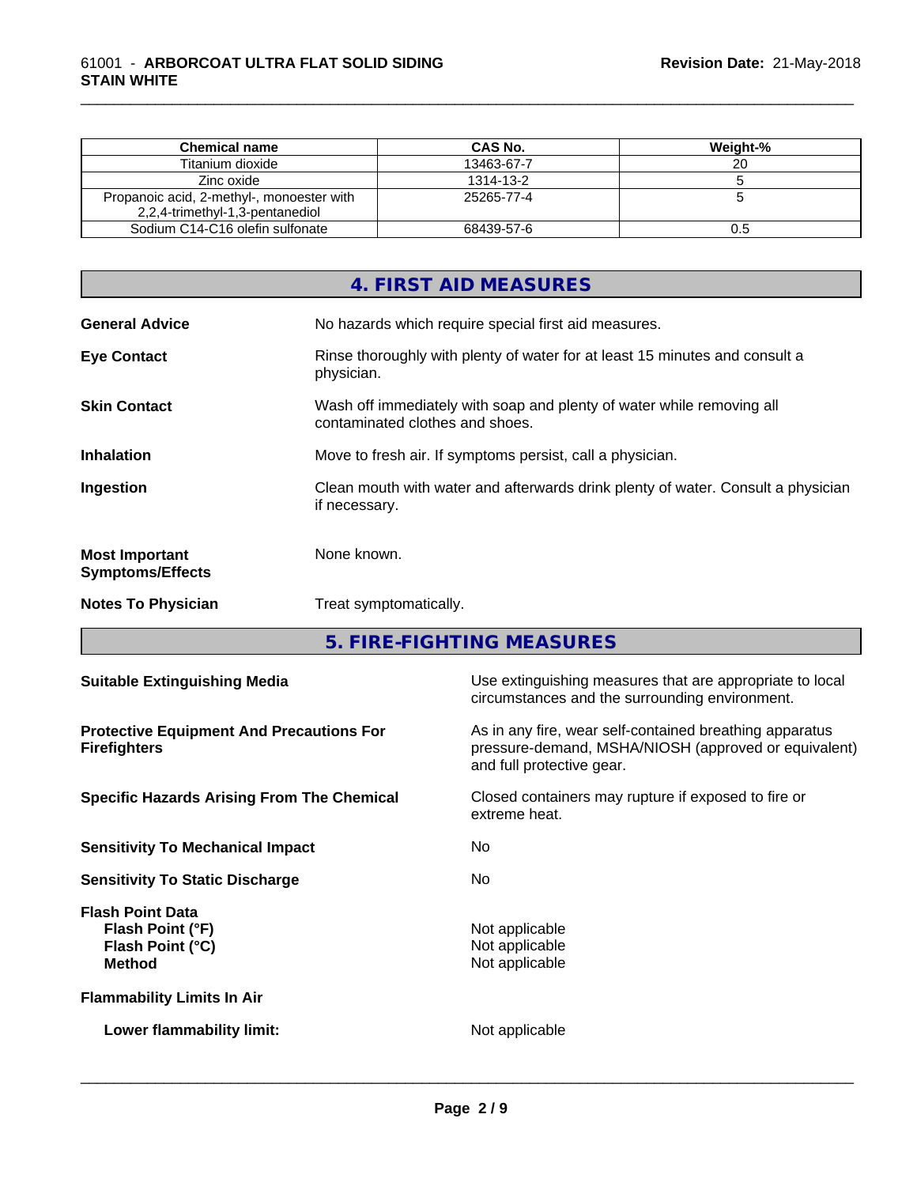| Chemical name | CAS No. | Weight-% |
| --- | --- | --- |
| Titanium dioxide | 13463-67-7 | 20 |
| Zinc oxide | 1314-13-2 | 5 |
| Propanoic acid, 2-methyl-, monoester with 2,2,4-trimethyl-1,3-pentanediol | 25265-77-4 | 5 |
| Sodium C14-C16 olefin sulfonate | 68439-57-6 | 0.5 |

## 4. FIRST AID MEASURES

**General Advice** No hazards which require special first aid measures.

**Eye Contact** Rinse thoroughly with plenty of water for at least 15 minutes and consult a physician.

**Skin Contact** Wash off immediately with soap and plenty of water while removing all contaminated clothes and shoes.

**Inhalation** Move to fresh air. If symptoms persist, call a physician.

**Ingestion** Clean mouth with water and afterwards drink plenty of water. Consult a physician if necessary.

**Most Important Symptoms/Effects** None known.

**Notes To Physician** Treat symptomatically.

## 5. FIRE-FIGHTING MEASURES

**Suitable Extinguishing Media** Use extinguishing measures that are appropriate to local circumstances and the surrounding environment.

**Protective Equipment And Precautions For Firefighters** As in any fire, wear self-contained breathing apparatus pressure-demand, MSHA/NIOSH (approved or equivalent) and full protective gear.

**Specific Hazards Arising From The Chemical** Closed containers may rupture if exposed to fire or extreme heat.

**Sensitivity To Mechanical Impact** No

**Sensitivity To Static Discharge** No

**Flash Point Data**
**Flash Point (°F)** Not applicable
**Flash Point (°C)** Not applicable
**Method** Not applicable

**Flammability Limits In Air**

**Lower flammability limit:** Not applicable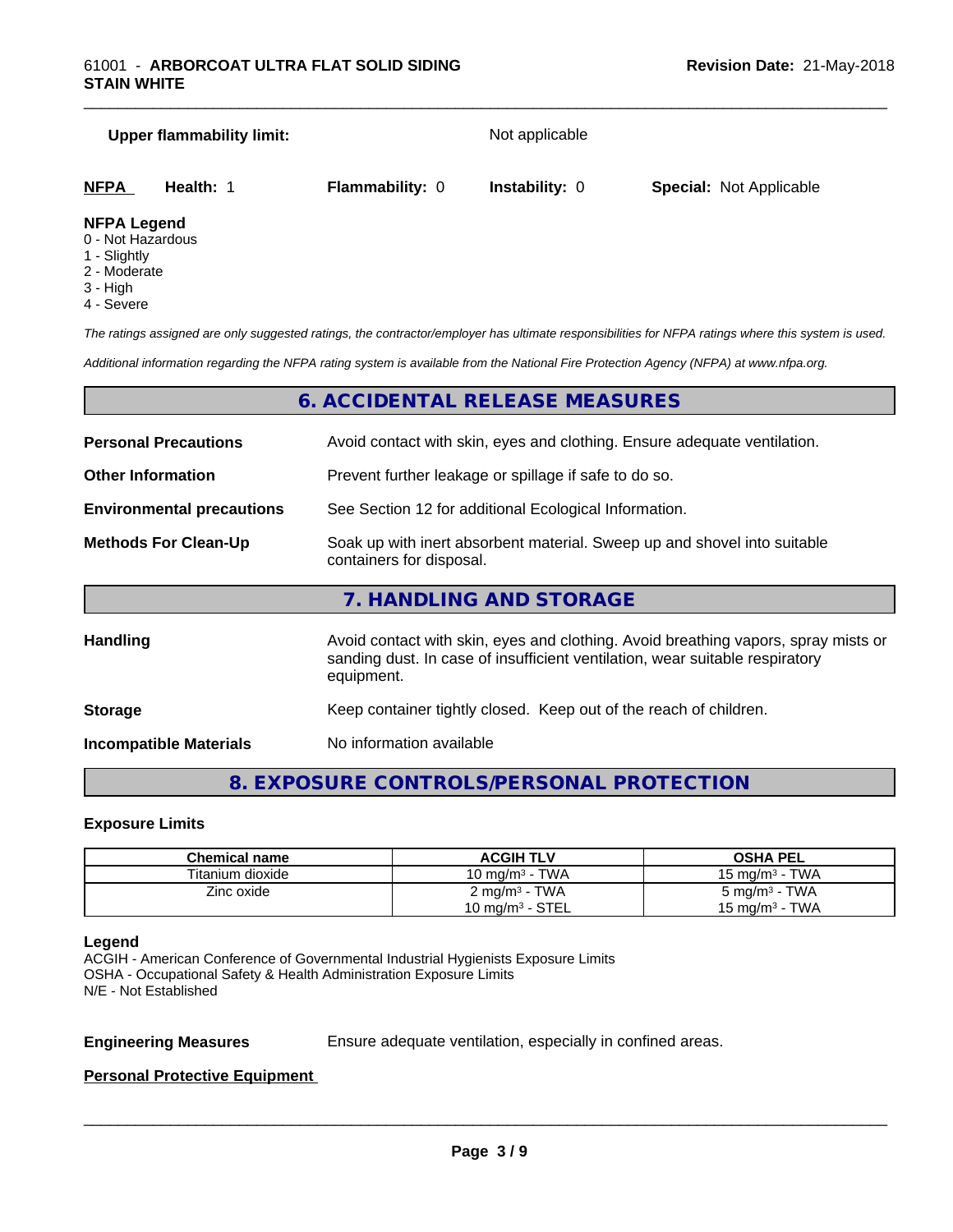**Upper flammability limit:** Not applicable

| **NFPA** | **Health:** 1 | **Flammability:** 0 | **Instability:** 0 | **Special:** Not Applicable |
|---|---|---|---|---|

**NFPA Legend**
- 0 - Not Hazardous
- 1 - Slightly
- 2 - Moderate
- 3 - High
- 4 - Severe

*The ratings assigned are only suggested ratings, the contractor/employer has ultimate responsibilities for NFPA ratings where this system is used.*

*Additional information regarding the NFPA rating system is available from the National Fire Protection Agency (NFPA) at www.nfpa.org.*

## 6. ACCIDENTAL RELEASE MEASURES

**Personal Precautions** Avoid contact with skin, eyes and clothing. Ensure adequate ventilation.

**Other Information** Prevent further leakage or spillage if safe to do so.

**Environmental precautions** See Section 12 for additional Ecological Information.

**Methods For Clean-Up** Soak up with inert absorbent material. Sweep up and shovel into suitable containers for disposal.

## 7. HANDLING AND STORAGE

**Handling** Avoid contact with skin, eyes and clothing. Avoid breathing vapors, spray mists or sanding dust. In case of insufficient ventilation, wear suitable respiratory equipment.

**Storage** Keep container tightly closed. Keep out of the reach of children.

**Incompatible Materials** No information available

## 8. EXPOSURE CONTROLS/PERSONAL PROTECTION

### Exposure Limits

| Chemical name | ACGIH TLV | OSHA PEL |
|---|---|---|
| Titanium dioxide | 10 mg/m³ - TWA | 15 mg/m³ - TWA |
| Zinc oxide | 2 mg/m³ - TWA<br>10 mg/m³ - STEL | 5 mg/m³ - TWA<br>15 mg/m³ - TWA |

**Legend**
ACGIH - American Conference of Governmental Industrial Hygienists Exposure Limits
OSHA - Occupational Safety & Health Administration Exposure Limits
N/E - Not Established

**Engineering Measures** Ensure adequate ventilation, especially in confined areas.

**Personal Protective Equipment**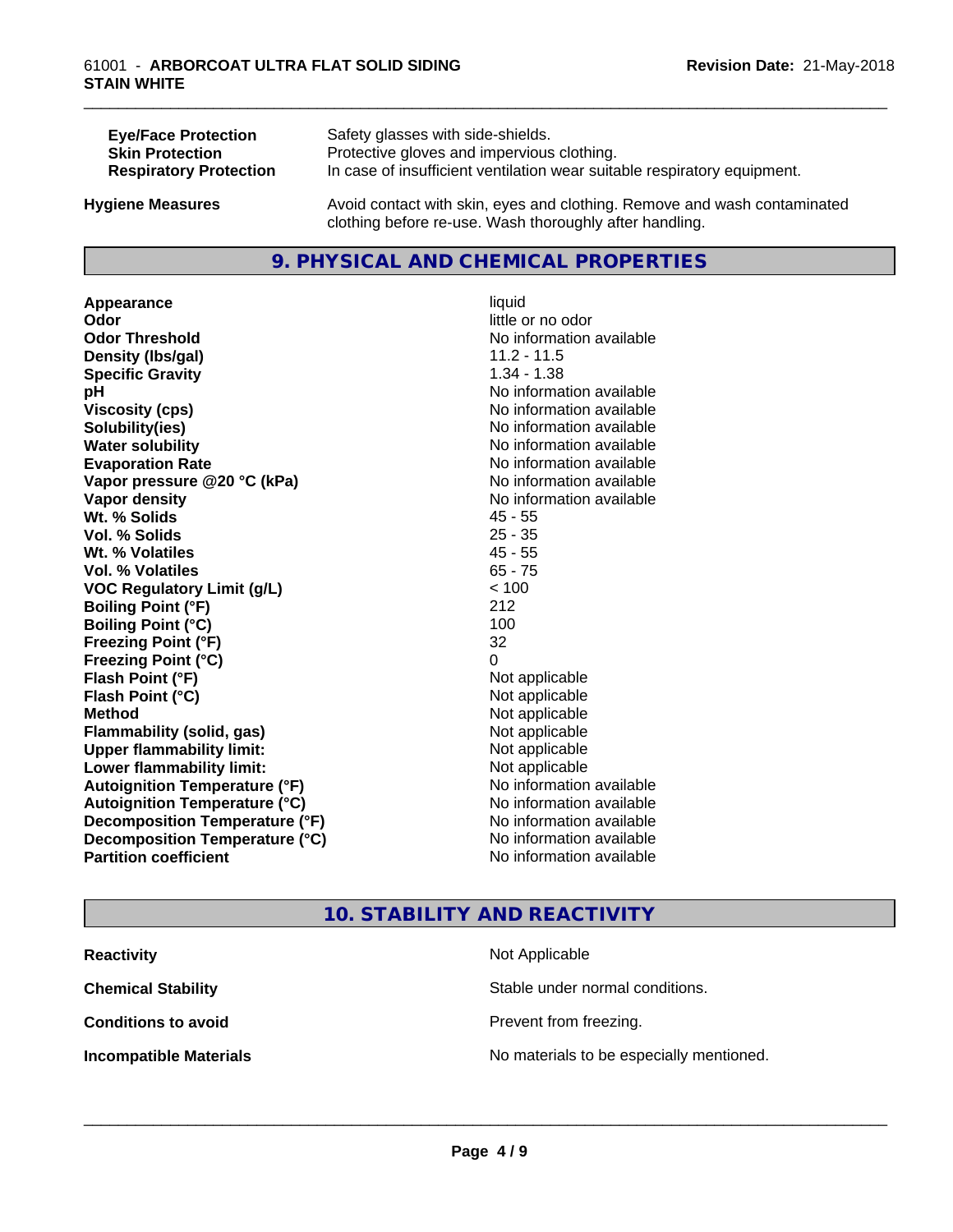| | |
|---|---|
| **Eye/Face Protection** | Safety glasses with side-shields. |
| **Skin Protection** | Protective gloves and impervious clothing. |
| **Respiratory Protection** | In case of insufficient ventilation wear suitable respiratory equipment. |

**Hygiene Measures** — Avoid contact with skin, eyes and clothing. Remove and wash contaminated clothing before re-use. Wash thoroughly after handling.

## 9. PHYSICAL AND CHEMICAL PROPERTIES

| | |
|---|---|
| **Appearance** | liquid |
| **Odor** | little or no odor |
| **Odor Threshold** | No information available |
| **Density (lbs/gal)** | 11.2 - 11.5 |
| **Specific Gravity** | 1.34 - 1.38 |
| **pH** | No information available |
| **Viscosity (cps)** | No information available |
| **Solubility(ies)** | No information available |
| **Water solubility** | No information available |
| **Evaporation Rate** | No information available |
| **Vapor pressure @20 °C (kPa)** | No information available |
| **Vapor density** | No information available |
| **Wt. % Solids** | 45 - 55 |
| **Vol. % Solids** | 25 - 35 |
| **Wt. % Volatiles** | 45 - 55 |
| **Vol. % Volatiles** | 65 - 75 |
| **VOC Regulatory Limit (g/L)** | < 100 |
| **Boiling Point (°F)** | 212 |
| **Boiling Point (°C)** | 100 |
| **Freezing Point (°F)** | 32 |
| **Freezing Point (°C)** | 0 |
| **Flash Point (°F)** | Not applicable |
| **Flash Point (°C)** | Not applicable |
| **Method** | Not applicable |
| **Flammability (solid, gas)** | Not applicable |
| **Upper flammability limit:** | Not applicable |
| **Lower flammability limit:** | Not applicable |
| **Autoignition Temperature (°F)** | No information available |
| **Autoignition Temperature (°C)** | No information available |
| **Decomposition Temperature (°F)** | No information available |
| **Decomposition Temperature (°C)** | No information available |
| **Partition coefficient** | No information available |

## 10. STABILITY AND REACTIVITY

| | |
|---|---|
| **Reactivity** | Not Applicable |
| **Chemical Stability** | Stable under normal conditions. |
| **Conditions to avoid** | Prevent from freezing. |
| **Incompatible Materials** | No materials to be especially mentioned. |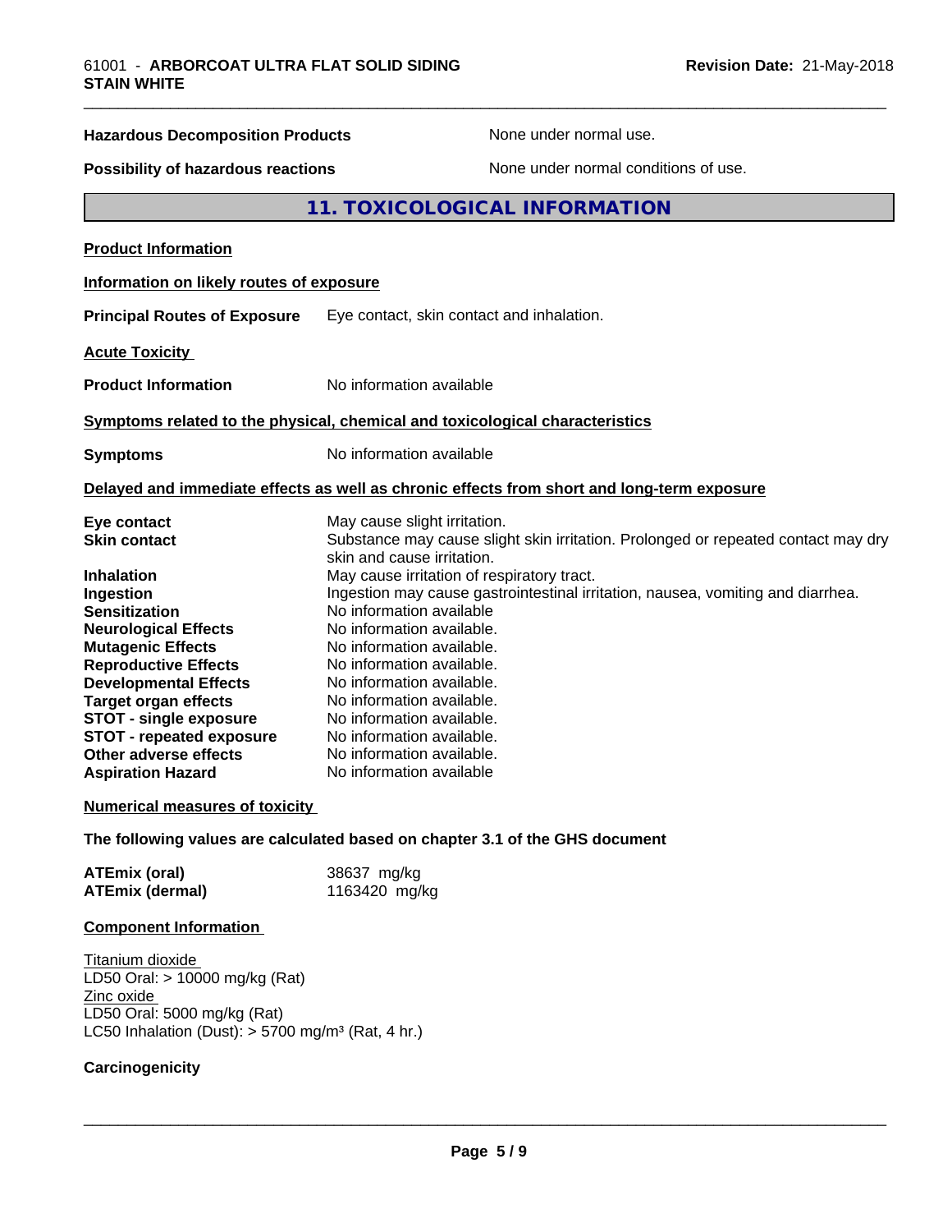| | |
|---|---|
| **Hazardous Decomposition Products** | None under normal use. |
| **Possibility of hazardous reactions** | None under normal conditions of use. |

## 11. TOXICOLOGICAL INFORMATION

**Product Information**

**Information on likely routes of exposure**

**Principal Routes of Exposure** Eye contact, skin contact and inhalation.

**Acute Toxicity**

**Product Information** No information available

**Symptoms related to the physical, chemical and toxicological characteristics**

**Symptoms** No information available

**Delayed and immediate effects as well as chronic effects from short and long-term exposure**

| | |
|---|---|
| **Eye contact** | May cause slight irritation. |
| **Skin contact** | Substance may cause slight skin irritation. Prolonged or repeated contact may dry skin and cause irritation. |
| **Inhalation** | May cause irritation of respiratory tract. |
| **Ingestion** | Ingestion may cause gastrointestinal irritation, nausea, vomiting and diarrhea. |
| **Sensitization** | No information available |
| **Neurological Effects** | No information available. |
| **Mutagenic Effects** | No information available. |
| **Reproductive Effects** | No information available. |
| **Developmental Effects** | No information available. |
| **Target organ effects** | No information available. |
| **STOT - single exposure** | No information available. |
| **STOT - repeated exposure** | No information available. |
| **Other adverse effects** | No information available. |
| **Aspiration Hazard** | No information available |

**Numerical measures of toxicity**

**The following values are calculated based on chapter 3.1 of the GHS document**

| | |
|---|---|
| **ATEmix (oral)** | 38637 mg/kg |
| **ATEmix (dermal)** | 1163420 mg/kg |

**Component Information**

Titanium dioxide
LD50 Oral: > 10000 mg/kg (Rat)
Zinc oxide
LD50 Oral: 5000 mg/kg (Rat)
LC50 Inhalation (Dust): > 5700 mg/m³ (Rat, 4 hr.)

**Carcinogenicity**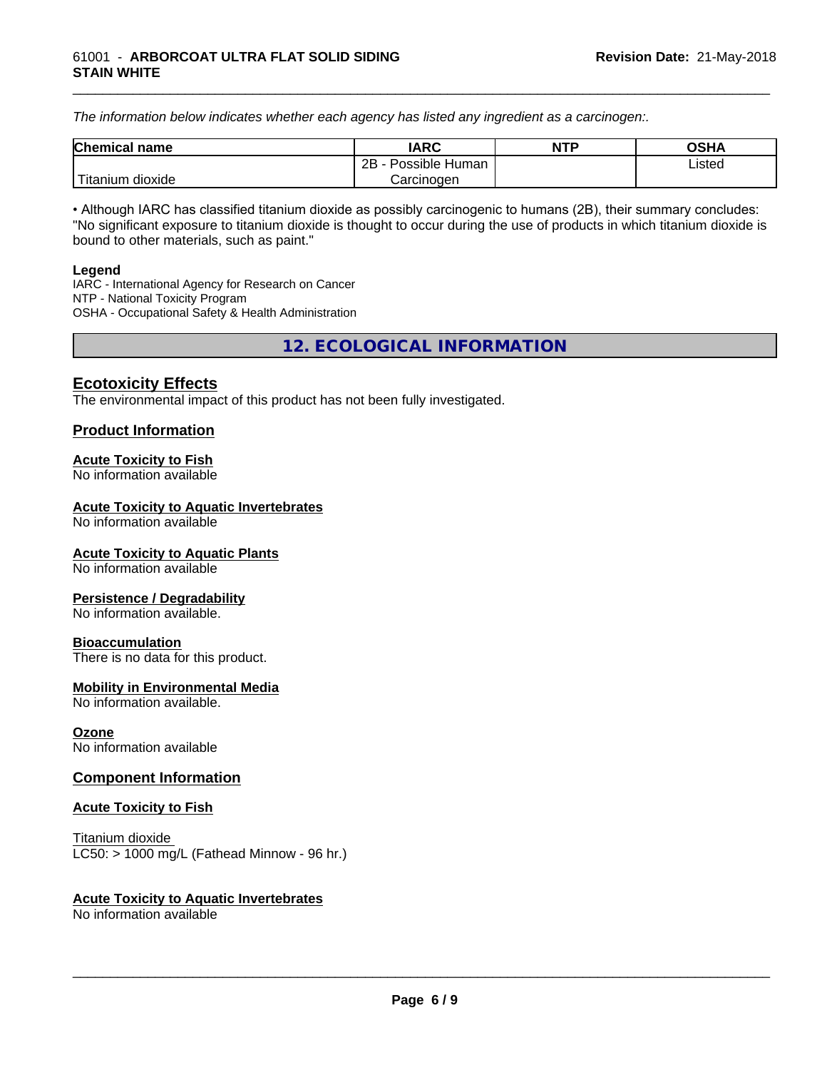*The information below indicates whether each agency has listed any ingredient as a carcinogen:.*

| Chemical name | IARC | NTP | OSHA |
|---|---|---|---|
| Titanium dioxide | 2B - Possible Human Carcinogen | | Listed |

• Although IARC has classified titanium dioxide as possibly carcinogenic to humans (2B), their summary concludes: "No significant exposure to titanium dioxide is thought to occur during the use of products in which titanium dioxide is bound to other materials, such as paint."

**Legend**
IARC - International Agency for Research on Cancer
NTP - National Toxicity Program
OSHA - Occupational Safety & Health Administration

## 12. ECOLOGICAL INFORMATION

### Ecotoxicity Effects

The environmental impact of this product has not been fully investigated.

### Product Information

**Acute Toxicity to Fish**
No information available

**Acute Toxicity to Aquatic Invertebrates**
No information available

**Acute Toxicity to Aquatic Plants**
No information available

**Persistence / Degradability**
No information available.

**Bioaccumulation**
There is no data for this product.

**Mobility in Environmental Media**
No information available.

**Ozone**
No information available

### Component Information

**Acute Toxicity to Fish**

Titanium dioxide
LC50: > 1000 mg/L (Fathead Minnow - 96 hr.)

**Acute Toxicity to Aquatic Invertebrates**
No information available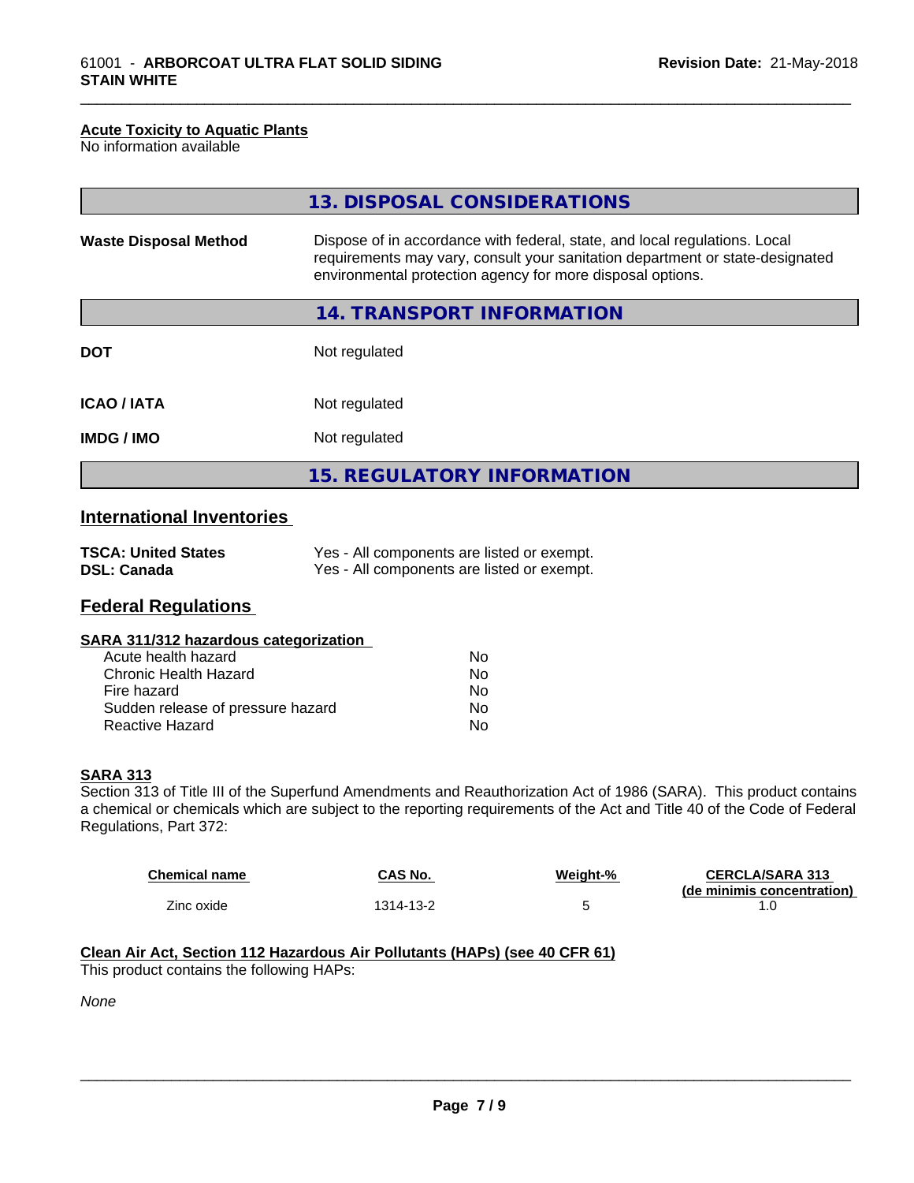### Acute Toxicity to Aquatic Plants

No information available

## 13. DISPOSAL CONSIDERATIONS

| | |
|---|---|
| **Waste Disposal Method** | Dispose of in accordance with federal, state, and local regulations. Local requirements may vary, consult your sanitation department or state-designated environmental protection agency for more disposal options. |

## 14. TRANSPORT INFORMATION

| | |
|---|---|
| **DOT** | Not regulated |
| **ICAO / IATA** | Not regulated |
| **IMDG / IMO** | Not regulated |

## 15. REGULATORY INFORMATION

### International Inventories

| | |
|---|---|
| **TSCA: United States** | Yes - All components are listed or exempt. |
| **DSL: Canada** | Yes - All components are listed or exempt. |

### Federal Regulations

**SARA 311/312 hazardous categorization**

| | |
|---|---|
| Acute health hazard | No |
| Chronic Health Hazard | No |
| Fire hazard | No |
| Sudden release of pressure hazard | No |
| Reactive Hazard | No |

**SARA 313**

Section 313 of Title III of the Superfund Amendments and Reauthorization Act of 1986 (SARA). This product contains a chemical or chemicals which are subject to the reporting requirements of the Act and Title 40 of the Code of Federal Regulations, Part 372:

| Chemical name | CAS No. | Weight-% | CERCLA/SARA 313 (de minimis concentration) |
|---|---|---|---|
| Zinc oxide | 1314-13-2 | 5 | 1.0 |

**Clean Air Act, Section 112 Hazardous Air Pollutants (HAPs) (see 40 CFR 61)**

This product contains the following HAPs:

*None*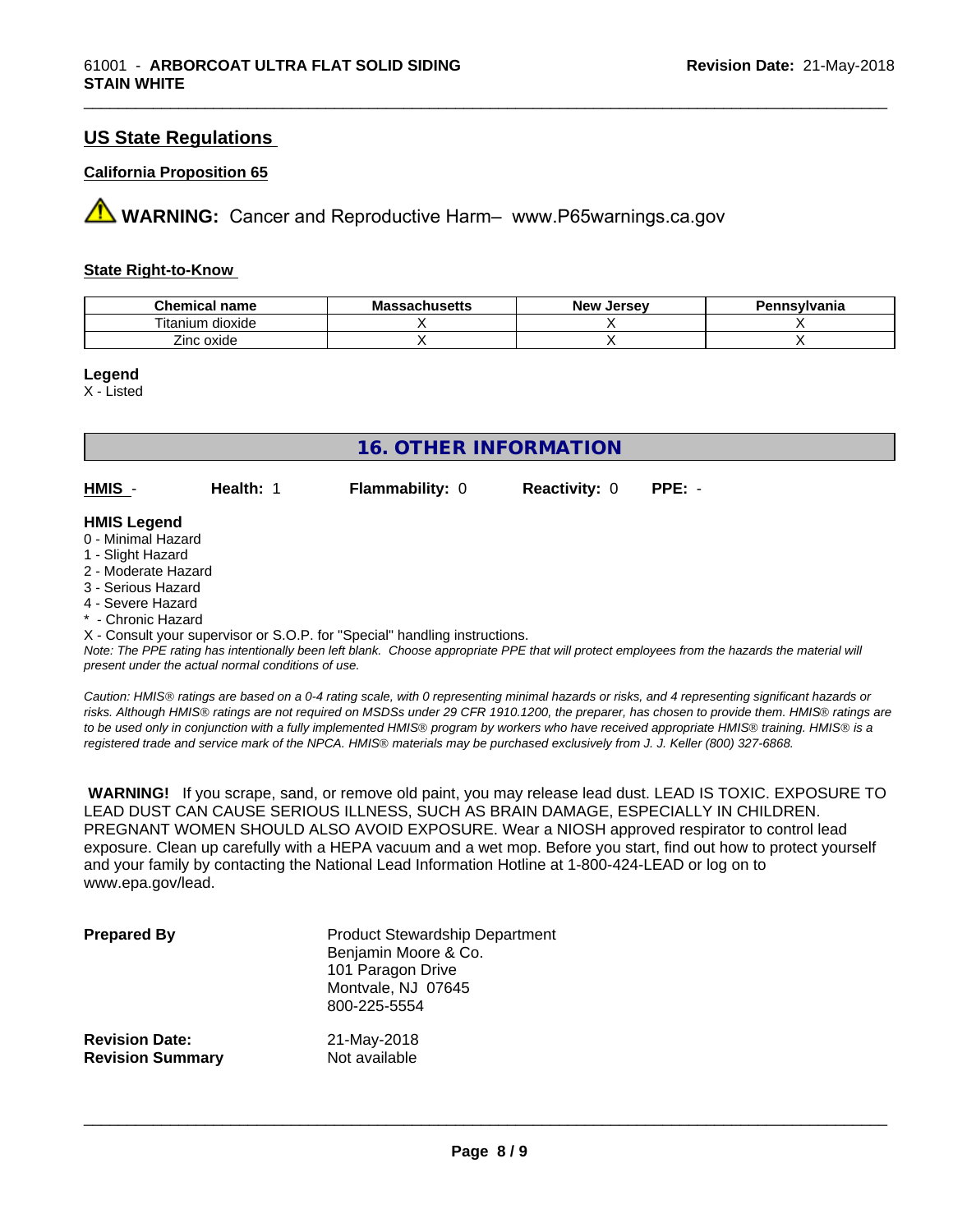## US State Regulations

### California Proposition 65

⚠ **WARNING:** Cancer and Reproductive Harm– www.P65warnings.ca.gov

### State Right-to-Know

| Chemical name | Massachusetts | New Jersey | Pennsylvania |
|---|---|---|---|
| Titanium dioxide | X | X | X |
| Zinc oxide | X | X | X |

**Legend**
X - Listed

## 16. OTHER INFORMATION

**HMIS** - **Health:** 1 **Flammability:** 0 **Reactivity:** 0 **PPE:** -

**HMIS Legend**
0 - Minimal Hazard
1 - Slight Hazard
2 - Moderate Hazard
3 - Serious Hazard
4 - Severe Hazard
* - Chronic Hazard
X - Consult your supervisor or S.O.P. for "Special" handling instructions.
*Note: The PPE rating has intentionally been left blank. Choose appropriate PPE that will protect employees from the hazards the material will present under the actual normal conditions of use.*

*Caution: HMIS® ratings are based on a 0-4 rating scale, with 0 representing minimal hazards or risks, and 4 representing significant hazards or risks. Although HMIS® ratings are not required on MSDSs under 29 CFR 1910.1200, the preparer, has chosen to provide them. HMIS® ratings are to be used only in conjunction with a fully implemented HMIS® program by workers who have received appropriate HMIS® training. HMIS® is a registered trade and service mark of the NPCA. HMIS® materials may be purchased exclusively from J. J. Keller (800) 327-6868.*

**WARNING!** If you scrape, sand, or remove old paint, you may release lead dust. LEAD IS TOXIC. EXPOSURE TO LEAD DUST CAN CAUSE SERIOUS ILLNESS, SUCH AS BRAIN DAMAGE, ESPECIALLY IN CHILDREN. PREGNANT WOMEN SHOULD ALSO AVOID EXPOSURE. Wear a NIOSH approved respirator to control lead exposure. Clean up carefully with a HEPA vacuum and a wet mop. Before you start, find out how to protect yourself and your family by contacting the National Lead Information Hotline at 1-800-424-LEAD or log on to www.epa.gov/lead.

**Prepared By**
Product Stewardship Department
Benjamin Moore & Co.
101 Paragon Drive
Montvale, NJ 07645
800-225-5554

**Revision Date:** 21-May-2018
**Revision Summary** Not available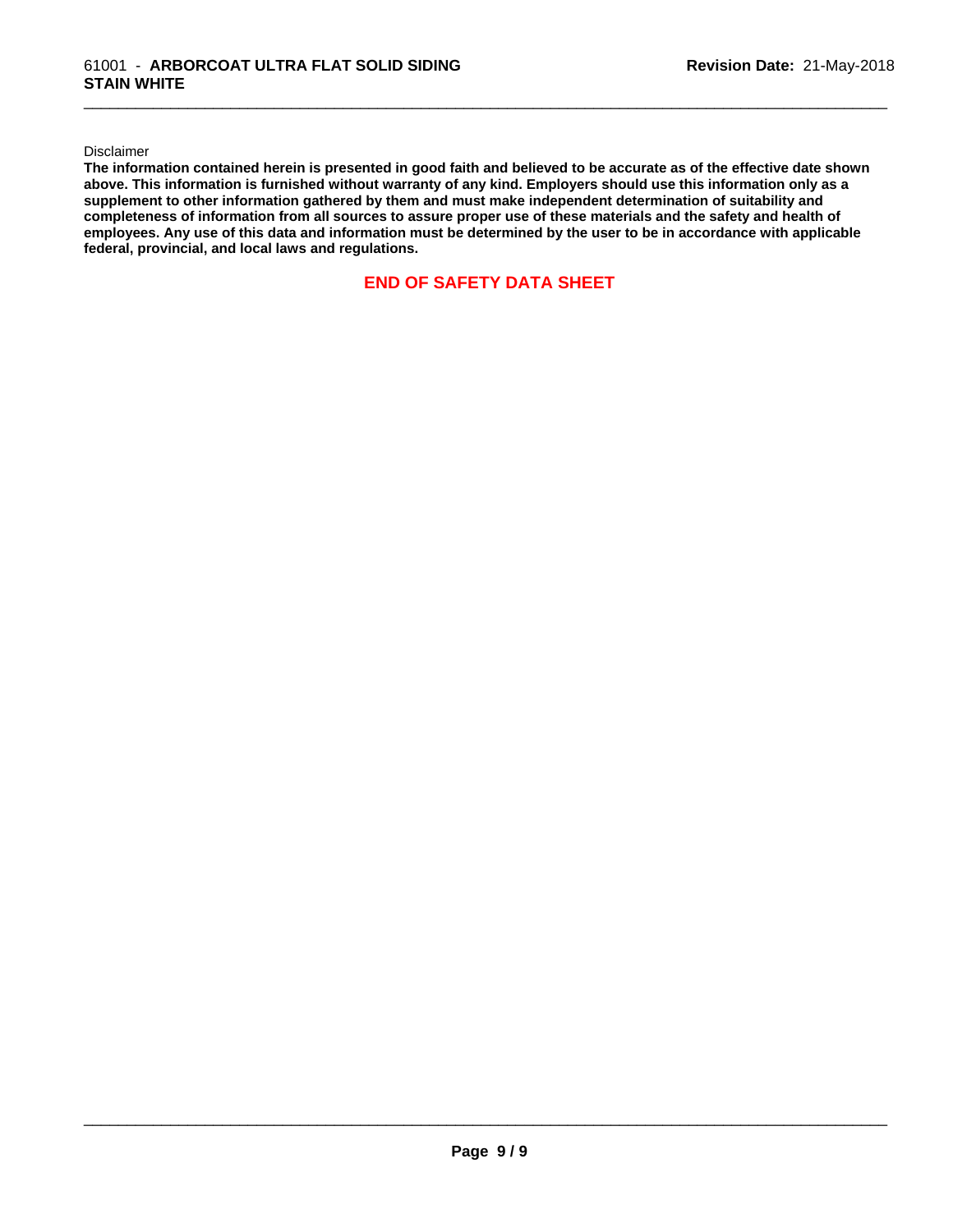Disclaimer

**The information contained herein is presented in good faith and believed to be accurate as of the effective date shown above. This information is furnished without warranty of any kind. Employers should use this information only as a supplement to other information gathered by them and must make independent determination of suitability and completeness of information from all sources to assure proper use of these materials and the safety and health of employees. Any use of this data and information must be determined by the user to be in accordance with applicable federal, provincial, and local laws and regulations.**

**END OF SAFETY DATA SHEET**